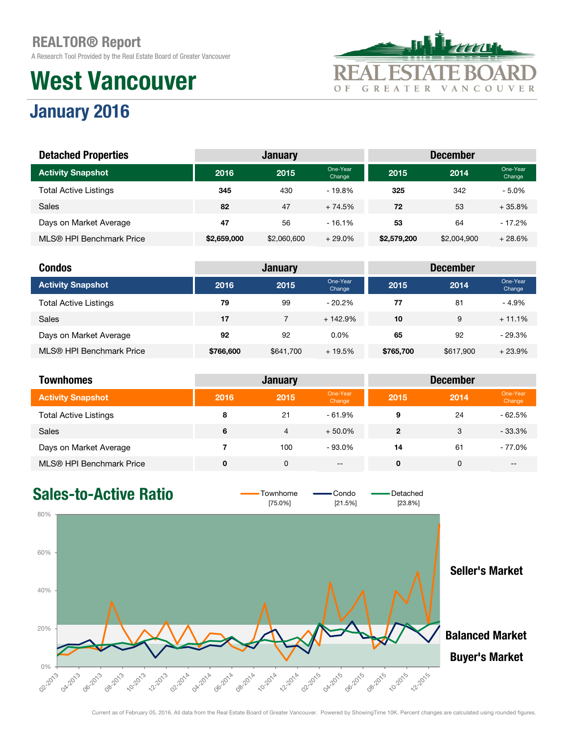# REALTOR® Report

A Research Tool Provided by the Real Estate Board of Greater Vancouver

REAL ESTATE BOARD OF GREATER VANCOUVER

# West Vancouver

## January 2016

| Detached Properties | January | | | December | | |
|---|---|---|---|---|---|---|
| **Activity Snapshot** | **2016** | **2015** | One-Year Change | **2015** | **2014** | One-Year Change |
| Total Active Listings | **345** | 430 | - 19.8% | **325** | 342 | - 5.0% |
| Sales | **82** | 47 | + 74.5% | **72** | 53 | + 35.8% |
| Days on Market Average | **47** | 56 | - 16.1% | **53** | 64 | - 17.2% |
| MLS® HPI Benchmark Price | **$2,659,000** | $2,060,600 | + 29.0% | **$2,579,200** | $2,004,900 | + 28.6% |

| Condos | January | | | December | | |
|---|---|---|---|---|---|---|
| **Activity Snapshot** | **2016** | **2015** | One-Year Change | **2015** | **2014** | One-Year Change |
| Total Active Listings | **79** | 99 | - 20.2% | **77** | 81 | - 4.9% |
| Sales | **17** | 7 | + 142.9% | **10** | 9 | + 11.1% |
| Days on Market Average | **92** | 92 | 0.0% | **65** | 92 | - 29.3% |
| MLS® HPI Benchmark Price | **$766,600** | $641,700 | + 19.5% | **$765,700** | $617,900 | + 23.9% |

| Townhomes | January | | | December | | |
|---|---|---|---|---|---|---|
| **Activity Snapshot** | **2016** | **2015** | One-Year Change | **2015** | **2014** | One-Year Change |
| Total Active Listings | **8** | 21 | - 61.9% | **9** | 24 | - 62.5% |
| Sales | **6** | 4 | + 50.0% | **2** | 3 | - 33.3% |
| Days on Market Average | **7** | 100 | - 93.0% | **14** | 61 | - 77.0% |
| MLS® HPI Benchmark Price | **0** | 0 | -- | **0** | 0 | -- |

## Sales-to-Active Ratio

Townhome [75.0%] | Condo [21.5%] | Detached [23.8%]

Seller's Market

Balanced Market

Buyer's Market

Current as of February 05, 2016. All data from the Real Estate Board of Greater Vancouver. Powered by ShowingTime 10K. Percent changes are calculated using rounded figures.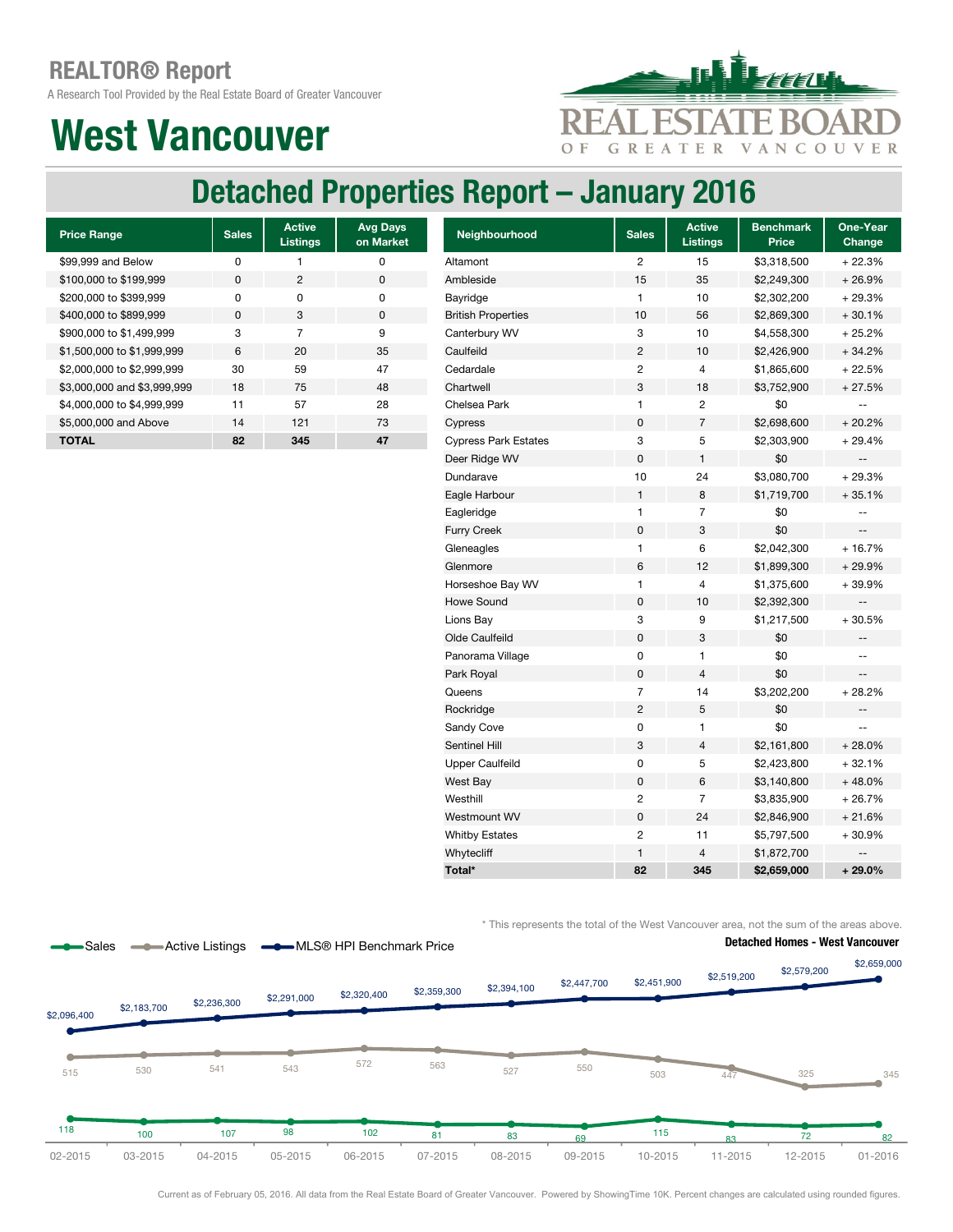# REALTOR® Report

A Research Tool Provided by the Real Estate Board of Greater Vancouver

# West Vancouver

## Detached Properties Report – January 2016

| Price Range | Sales | Active Listings | Avg Days on Market |
|---|---|---|---|
| $99,999 and Below | 0 | 1 | 0 |
| $100,000 to $199,999 | 0 | 2 | 0 |
| $200,000 to $399,999 | 0 | 0 | 0 |
| $400,000 to $899,999 | 0 | 3 | 0 |
| $900,000 to $1,499,999 | 3 | 7 | 9 |
| $1,500,000 to $1,999,999 | 6 | 20 | 35 |
| $2,000,000 to $2,999,999 | 30 | 59 | 47 |
| $3,000,000 and $3,999,999 | 18 | 75 | 48 |
| $4,000,000 to $4,999,999 | 11 | 57 | 28 |
| $5,000,000 and Above | 14 | 121 | 73 |
| **TOTAL** | **82** | **345** | **47** |

| Neighbourhood | Sales | Active Listings | Benchmark Price | One-Year Change |
|---|---|---|---|---|
| Altamont | 2 | 15 | $3,318,500 | + 22.3% |
| Ambleside | 15 | 35 | $2,249,300 | + 26.9% |
| Bayridge | 1 | 10 | $2,302,200 | + 29.3% |
| British Properties | 10 | 56 | $2,869,300 | + 30.1% |
| Canterbury WV | 3 | 10 | $4,558,300 | + 25.2% |
| Caulfeild | 2 | 10 | $2,426,900 | + 34.2% |
| Cedardale | 2 | 4 | $1,865,600 | + 22.5% |
| Chartwell | 3 | 18 | $3,752,900 | + 27.5% |
| Chelsea Park | 1 | 2 | $0 | -- |
| Cypress | 0 | 7 | $2,698,600 | + 20.2% |
| Cypress Park Estates | 3 | 5 | $2,303,900 | + 29.4% |
| Deer Ridge WV | 0 | 1 | $0 | -- |
| Dundarave | 10 | 24 | $3,080,700 | + 29.3% |
| Eagle Harbour | 1 | 8 | $1,719,700 | + 35.1% |
| Eagleridge | 1 | 7 | $0 | -- |
| Furry Creek | 0 | 3 | $0 | -- |
| Gleneagles | 1 | 6 | $2,042,300 | + 16.7% |
| Glenmore | 6 | 12 | $1,899,300 | + 29.9% |
| Horseshoe Bay WV | 1 | 4 | $1,375,600 | + 39.9% |
| Howe Sound | 0 | 10 | $2,392,300 | -- |
| Lions Bay | 3 | 9 | $1,217,500 | + 30.5% |
| Olde Caulfeild | 0 | 3 | $0 | -- |
| Panorama Village | 0 | 1 | $0 | -- |
| Park Royal | 0 | 4 | $0 | -- |
| Queens | 7 | 14 | $3,202,200 | + 28.2% |
| Rockridge | 2 | 5 | $0 | -- |
| Sandy Cove | 0 | 1 | $0 | -- |
| Sentinel Hill | 3 | 4 | $2,161,800 | + 28.0% |
| Upper Caulfeild | 0 | 5 | $2,423,800 | + 32.1% |
| West Bay | 0 | 6 | $3,140,800 | + 48.0% |
| Westhill | 2 | 7 | $3,835,900 | + 26.7% |
| Westmount WV | 0 | 24 | $2,846,900 | + 21.6% |
| Whitby Estates | 2 | 11 | $5,797,500 | + 30.9% |
| Whytecliff | 1 | 4 | $1,872,700 | -- |
| **Total*** | **82** | **345** | **$2,659,000** | **+ 29.0%** |

* This represents the total of the West Vancouver area, not the sum of the areas above.

**Detached Homes - West Vancouver**

| Month | Sales | Active Listings | MLS® HPI Benchmark Price |
|---|---|---|---|
| 02-2015 | 118 | 515 | $2,096,400 |
| 03-2015 | 100 | 530 | $2,183,700 |
| 04-2015 | 107 | 541 | $2,236,300 |
| 05-2015 | 98 | 543 | $2,291,000 |
| 06-2015 | 102 | 572 | $2,320,400 |
| 07-2015 | 81 | 563 | $2,359,300 |
| 08-2015 | 83 | 527 | $2,394,100 |
| 09-2015 | 69 | 550 | $2,447,700 |
| 10-2015 | 115 | 503 | $2,451,900 |
| 11-2015 | 83 | 447 | $2,519,200 |
| 12-2015 | 72 | 325 | $2,579,200 |
| 01-2016 | 82 | 345 | $2,659,000 |

Current as of February 05, 2016. All data from the Real Estate Board of Greater Vancouver. Powered by ShowingTime 10K. Percent changes are calculated using rounded figures.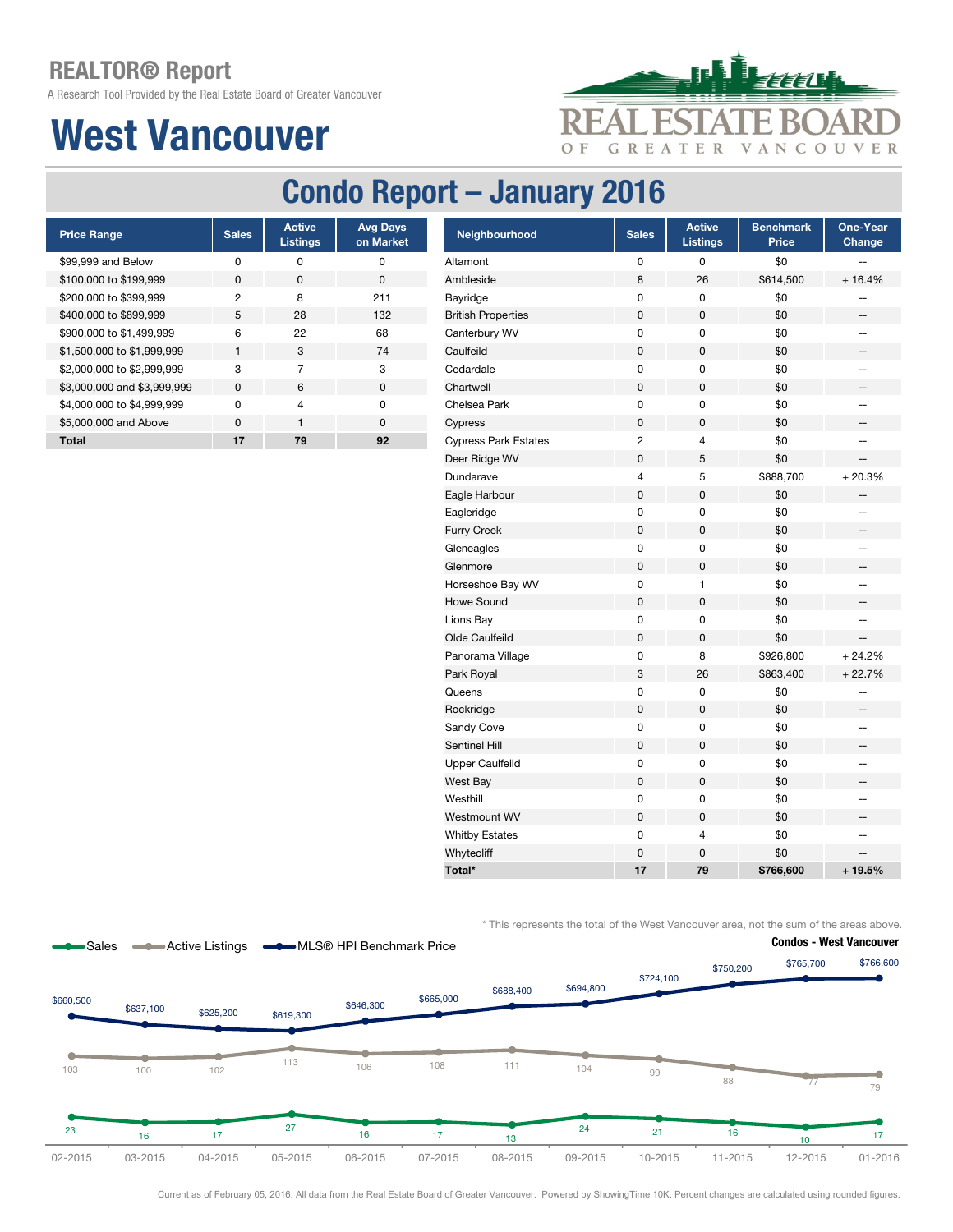# REALTOR® Report

A Research Tool Provided by the Real Estate Board of Greater Vancouver

# West Vancouver

## Condo Report – January 2016

| Price Range | Sales | Active Listings | Avg Days on Market |
|---|---|---|---|
| $99,999 and Below | 0 | 0 | 0 |
| $100,000 to $199,999 | 0 | 0 | 0 |
| $200,000 to $399,999 | 2 | 8 | 211 |
| $400,000 to $899,999 | 5 | 28 | 132 |
| $900,000 to $1,499,999 | 6 | 22 | 68 |
| $1,500,000 to $1,999,999 | 1 | 3 | 74 |
| $2,000,000 to $2,999,999 | 3 | 7 | 3 |
| $3,000,000 and $3,999,999 | 0 | 6 | 0 |
| $4,000,000 to $4,999,999 | 0 | 4 | 0 |
| $5,000,000 and Above | 0 | 1 | 0 |
| **Total** | **17** | **79** | **92** |

| Neighbourhood | Sales | Active Listings | Benchmark Price | One-Year Change |
|---|---|---|---|---|
| Altamont | 0 | 0 | $0 | -- |
| Ambleside | 8 | 26 | $614,500 | + 16.4% |
| Bayridge | 0 | 0 | $0 | -- |
| British Properties | 0 | 0 | $0 | -- |
| Canterbury WV | 0 | 0 | $0 | -- |
| Caulfeild | 0 | 0 | $0 | -- |
| Cedardale | 0 | 0 | $0 | -- |
| Chartwell | 0 | 0 | $0 | -- |
| Chelsea Park | 0 | 0 | $0 | -- |
| Cypress | 0 | 0 | $0 | -- |
| Cypress Park Estates | 2 | 4 | $0 | -- |
| Deer Ridge WV | 0 | 5 | $0 | -- |
| Dundarave | 4 | 5 | $888,700 | + 20.3% |
| Eagle Harbour | 0 | 0 | $0 | -- |
| Eagleridge | 0 | 0 | $0 | -- |
| Furry Creek | 0 | 0 | $0 | -- |
| Gleneagles | 0 | 0 | $0 | -- |
| Glenmore | 0 | 0 | $0 | -- |
| Horseshoe Bay WV | 0 | 1 | $0 | -- |
| Howe Sound | 0 | 0 | $0 | -- |
| Lions Bay | 0 | 0 | $0 | -- |
| Olde Caulfeild | 0 | 0 | $0 | -- |
| Panorama Village | 0 | 8 | $926,800 | + 24.2% |
| Park Royal | 3 | 26 | $863,400 | + 22.7% |
| Queens | 0 | 0 | $0 | -- |
| Rockridge | 0 | 0 | $0 | -- |
| Sandy Cove | 0 | 0 | $0 | -- |
| Sentinel Hill | 0 | 0 | $0 | -- |
| Upper Caulfeild | 0 | 0 | $0 | -- |
| West Bay | 0 | 0 | $0 | -- |
| Westhill | 0 | 0 | $0 | -- |
| Westmount WV | 0 | 0 | $0 | -- |
| Whitby Estates | 0 | 4 | $0 | -- |
| Whytecliff | 0 | 0 | $0 | -- |
| **Total*** | **17** | **79** | **$766,600** | **+ 19.5%** |

* This represents the total of the West Vancouver area, not the sum of the areas above.

**Condos - West Vancouver**

| | 02-2015 | 03-2015 | 04-2015 | 05-2015 | 06-2015 | 07-2015 | 08-2015 | 09-2015 | 10-2015 | 11-2015 | 12-2015 | 01-2016 |
|---|---|---|---|---|---|---|---|---|---|---|---|---|
| Sales | 23 | 16 | 17 | 27 | 16 | 17 | 13 | 24 | 21 | 16 | 10 | 17 |
| Active Listings | 103 | 100 | 102 | 113 | 106 | 108 | 111 | 104 | 99 | 88 | 77 | 79 |
| MLS® HPI Benchmark Price | $660,500 | $637,100 | $625,200 | $619,300 | $646,300 | $665,000 | $688,400 | $694,800 | $724,100 | $750,200 | $765,700 | $766,600 |

Current as of February 05, 2016. All data from the Real Estate Board of Greater Vancouver. Powered by ShowingTime 10K. Percent changes are calculated using rounded figures.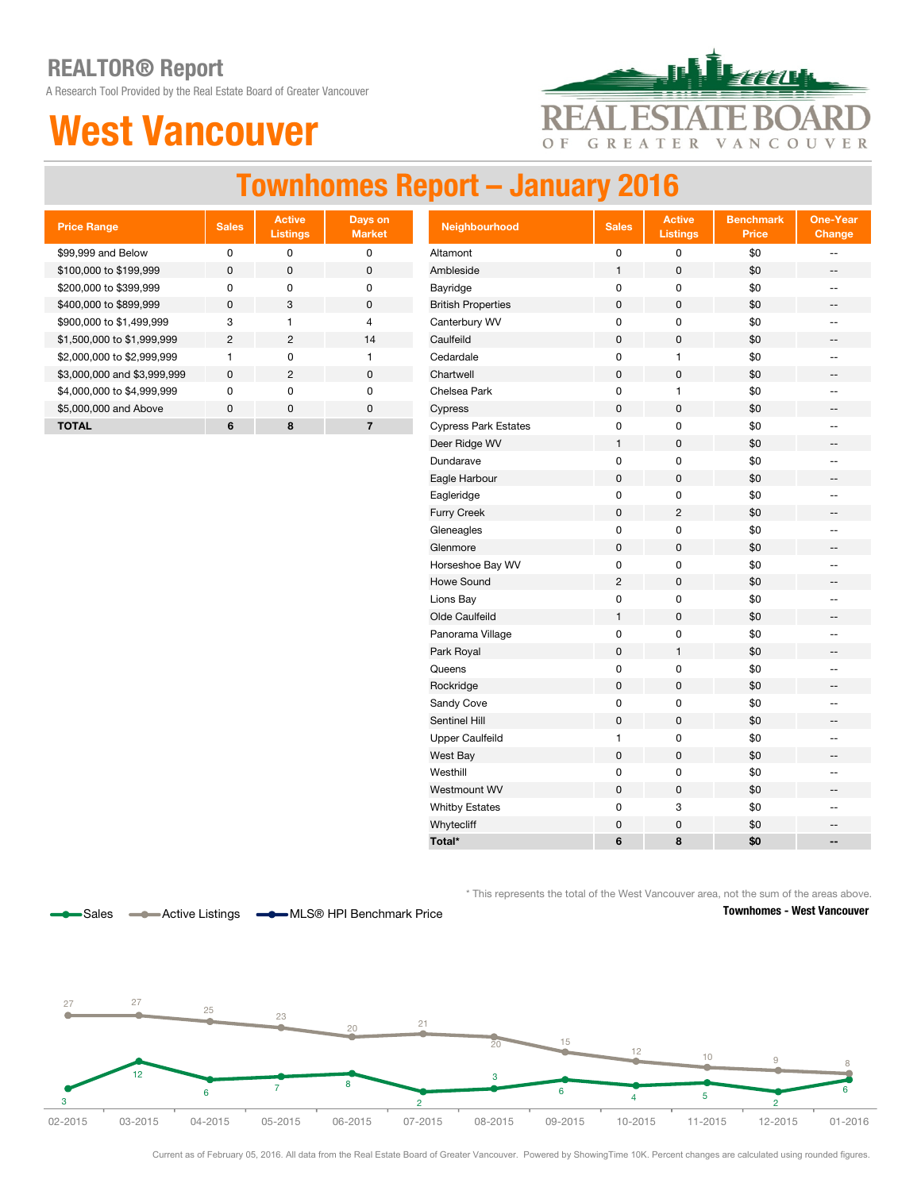# REALTOR® Report

A Research Tool Provided by the Real Estate Board of Greater Vancouver

# West Vancouver

REAL ESTATE BOARD OF GREATER VANCOUVER

## Townhomes Report – January 2016

| Price Range | Sales | Active Listings | Days on Market |
|---|---|---|---|
| $99,999 and Below | 0 | 0 | 0 |
| $100,000 to $199,999 | 0 | 0 | 0 |
| $200,000 to $399,999 | 0 | 0 | 0 |
| $400,000 to $899,999 | 0 | 3 | 0 |
| $900,000 to $1,499,999 | 3 | 1 | 4 |
| $1,500,000 to $1,999,999 | 2 | 2 | 14 |
| $2,000,000 to $2,999,999 | 1 | 0 | 1 |
| $3,000,000 and $3,999,999 | 0 | 2 | 0 |
| $4,000,000 to $4,999,999 | 0 | 0 | 0 |
| $5,000,000 and Above | 0 | 0 | 0 |
| **TOTAL** | **6** | **8** | **7** |

| Neighbourhood | Sales | Active Listings | Benchmark Price | One-Year Change |
|---|---|---|---|---|
| Altamont | 0 | 0 | $0 | -- |
| Ambleside | 1 | 0 | $0 | -- |
| Bayridge | 0 | 0 | $0 | -- |
| British Properties | 0 | 0 | $0 | -- |
| Canterbury WV | 0 | 0 | $0 | -- |
| Caulfeild | 0 | 0 | $0 | -- |
| Cedardale | 0 | 1 | $0 | -- |
| Chartwell | 0 | 0 | $0 | -- |
| Chelsea Park | 0 | 1 | $0 | -- |
| Cypress | 0 | 0 | $0 | -- |
| Cypress Park Estates | 0 | 0 | $0 | -- |
| Deer Ridge WV | 1 | 0 | $0 | -- |
| Dundarave | 0 | 0 | $0 | -- |
| Eagle Harbour | 0 | 0 | $0 | -- |
| Eagleridge | 0 | 0 | $0 | -- |
| Furry Creek | 0 | 2 | $0 | -- |
| Gleneagles | 0 | 0 | $0 | -- |
| Glenmore | 0 | 0 | $0 | -- |
| Horseshoe Bay WV | 0 | 0 | $0 | -- |
| Howe Sound | 2 | 0 | $0 | -- |
| Lions Bay | 0 | 0 | $0 | -- |
| Olde Caulfeild | 1 | 0 | $0 | -- |
| Panorama Village | 0 | 0 | $0 | -- |
| Park Royal | 0 | 1 | $0 | -- |
| Queens | 0 | 0 | $0 | -- |
| Rockridge | 0 | 0 | $0 | -- |
| Sandy Cove | 0 | 0 | $0 | -- |
| Sentinel Hill | 0 | 0 | $0 | -- |
| Upper Caulfeild | 1 | 0 | $0 | -- |
| West Bay | 0 | 0 | $0 | -- |
| Westhill | 0 | 0 | $0 | -- |
| Westmount WV | 0 | 0 | $0 | -- |
| Whitby Estates | 0 | 3 | $0 | -- |
| Whytecliff | 0 | 0 | $0 | -- |
| **Total*** | **6** | **8** | **$0** | **--** |

\* This represents the total of the West Vancouver area, not the sum of the areas above.

**Townhomes - West Vancouver**

Sales — Active Listings — MLS® HPI Benchmark Price

| | 02-2015 | 03-2015 | 04-2015 | 05-2015 | 06-2015 | 07-2015 | 08-2015 | 09-2015 | 10-2015 | 11-2015 | 12-2015 | 01-2016 |
|---|---|---|---|---|---|---|---|---|---|---|---|---|
| Active Listings | 27 | 27 | 25 | 23 | 20 | 21 | 20 | 15 | 12 | 10 | 9 | 8 |
| Sales | 3 | 12 | 6 | 7 | 8 | 2 | 3 | 6 | 4 | 5 | 2 | 6 |

Current as of February 05, 2016. All data from the Real Estate Board of Greater Vancouver. Powered by ShowingTime 10K. Percent changes are calculated using rounded figures.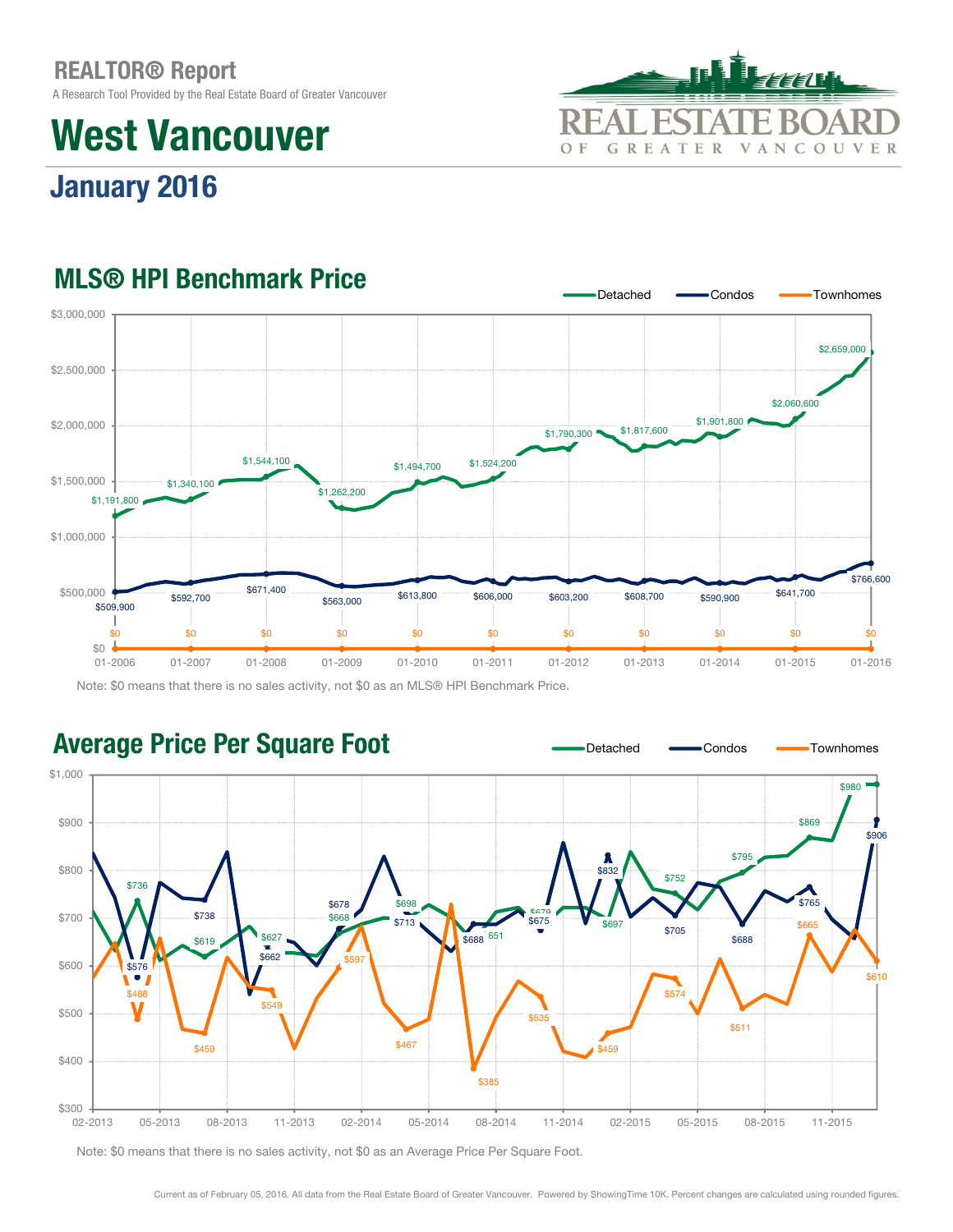REALTOR® Report

A Research Tool Provided by the Real Estate Board of Greater Vancouver

# West Vancouver

## January 2016

## MLS® HPI Benchmark Price

Detached
Condos
Townhomes

$3,000,000
$2,500,000
$2,000,000
$1,500,000
$1,000,000
$500,000
$0

$1,191,800
$1,340,100
$1,544,100
$1,262,200
$1,494,700
$1,524,200
$1,790,300
$1,817,600
$1,901,800
$2,060,600
$2,659,000

$509,900
$592,700
$671,400
$563,000
$613,800
$606,000
$603,200
$608,700
$590,900
$641,700
$766,600

$0
$0
$0
$0
$0
$0
$0
$0
$0
$0
$0

01-2006
01-2007
01-2008
01-2009
01-2010
01-2011
01-2012
01-2013
01-2014
01-2015
01-2016

Note: $0 means that there is no sales activity, not $0 as an MLS® HPI Benchmark Price.

## Average Price Per Square Foot

Detached
Condos
Townhomes

$1,000
$900
$800
$700
$600
$500
$400
$300

$736
$576
$488
$738
$619
$459
$627
$662
$549
$678
$668
$597
$698
$713
$467
$688
651
$385
$679
$675
$535
$832
$697
$459
$752
$705
$574
$795
$688
$511
$869
$765
$665
$980
$906
$610

02-2013
05-2013
08-2013
11-2013
02-2014
05-2014
08-2014
11-2014
02-2015
05-2015
08-2015
11-2015

Note: $0 means that there is no sales activity, not $0 as an Average Price Per Square Foot.

Current as of February 05, 2016. All data from the Real Estate Board of Greater Vancouver. Powered by ShowingTime 10K. Percent changes are calculated using rounded figures.